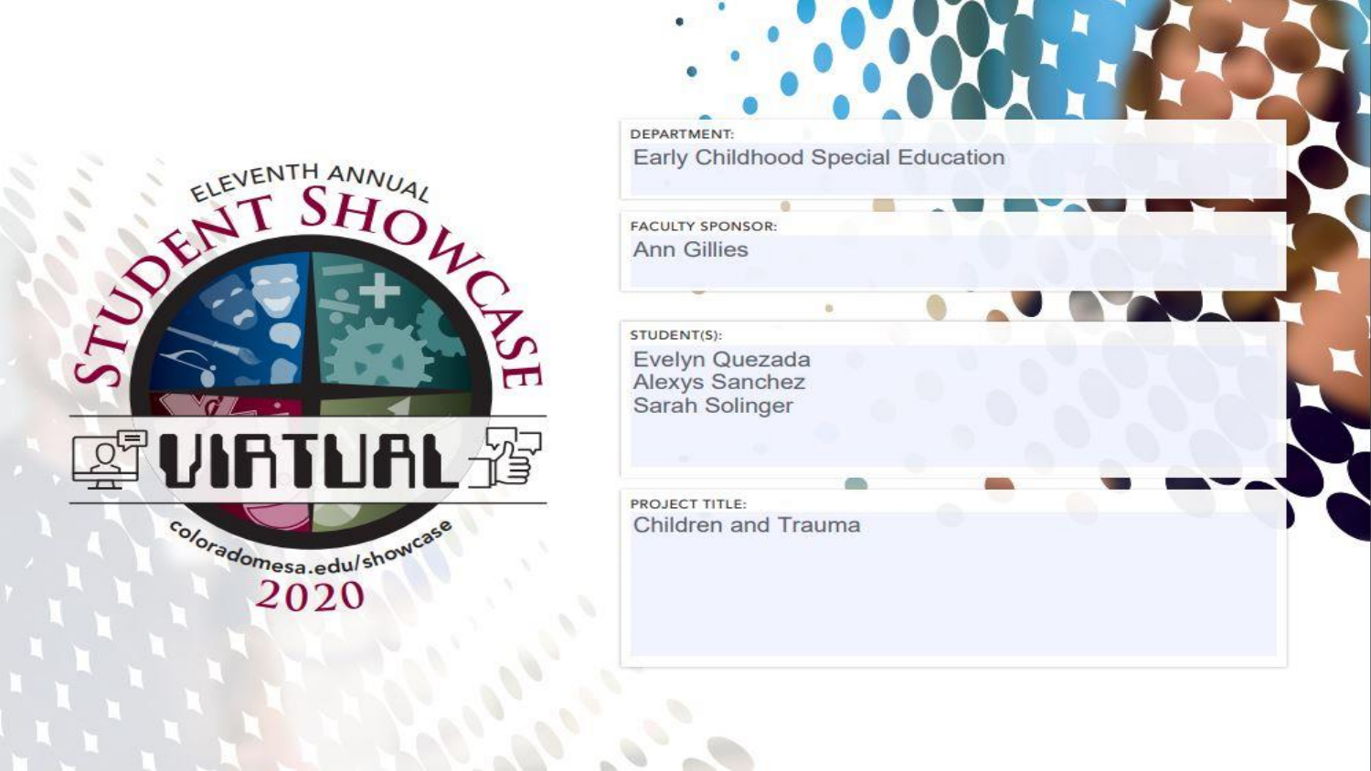Eleventh Annual Student Showcase

Virtual

coloradomesa.edu/showcase

2020

DEPARTMENT:
Early Childhood Special Education

FACULTY SPONSOR:
Ann Gillies

STUDENT(S):
Evelyn Quezada
Alexys Sanchez
Sarah Solinger

PROJECT TITLE:
Children and Trauma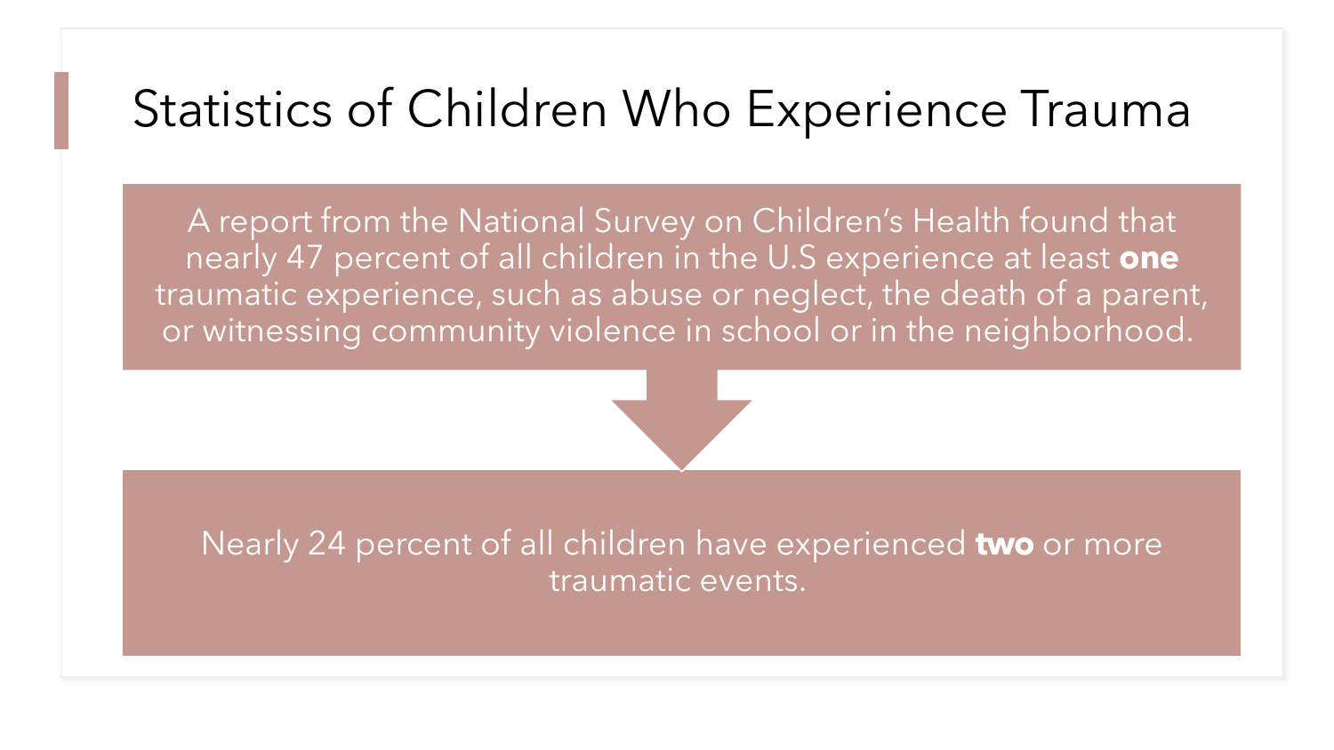# Statistics of Children Who Experience Trauma

A report from the National Survey on Children's Health found that nearly 47 percent of all children in the U.S experience at least **one** traumatic experience, such as abuse or neglect, the death of a parent, or witnessing community violence in school or in the neighborhood.

Nearly 24 percent of all children have experienced **two** or more traumatic events.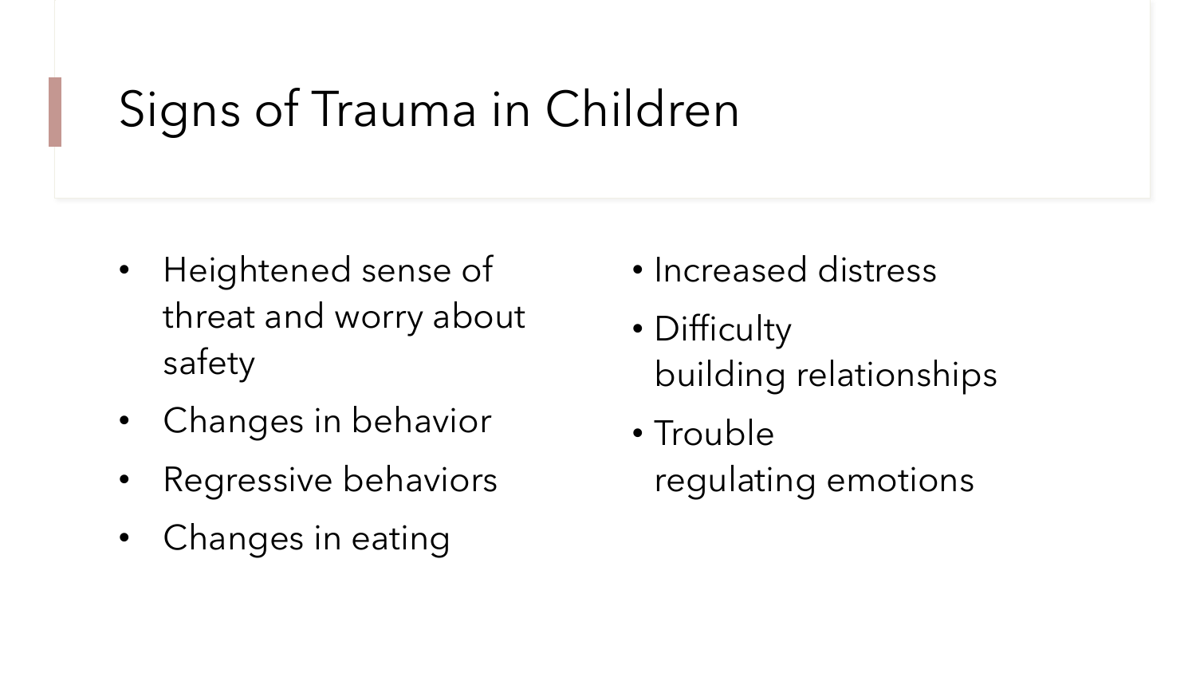# Signs of Trauma in Children

- Heightened sense of threat and worry about safety
- Changes in behavior
- Regressive behaviors
- Changes in eating
- Increased distress
- Difficulty building relationships
- Trouble regulating emotions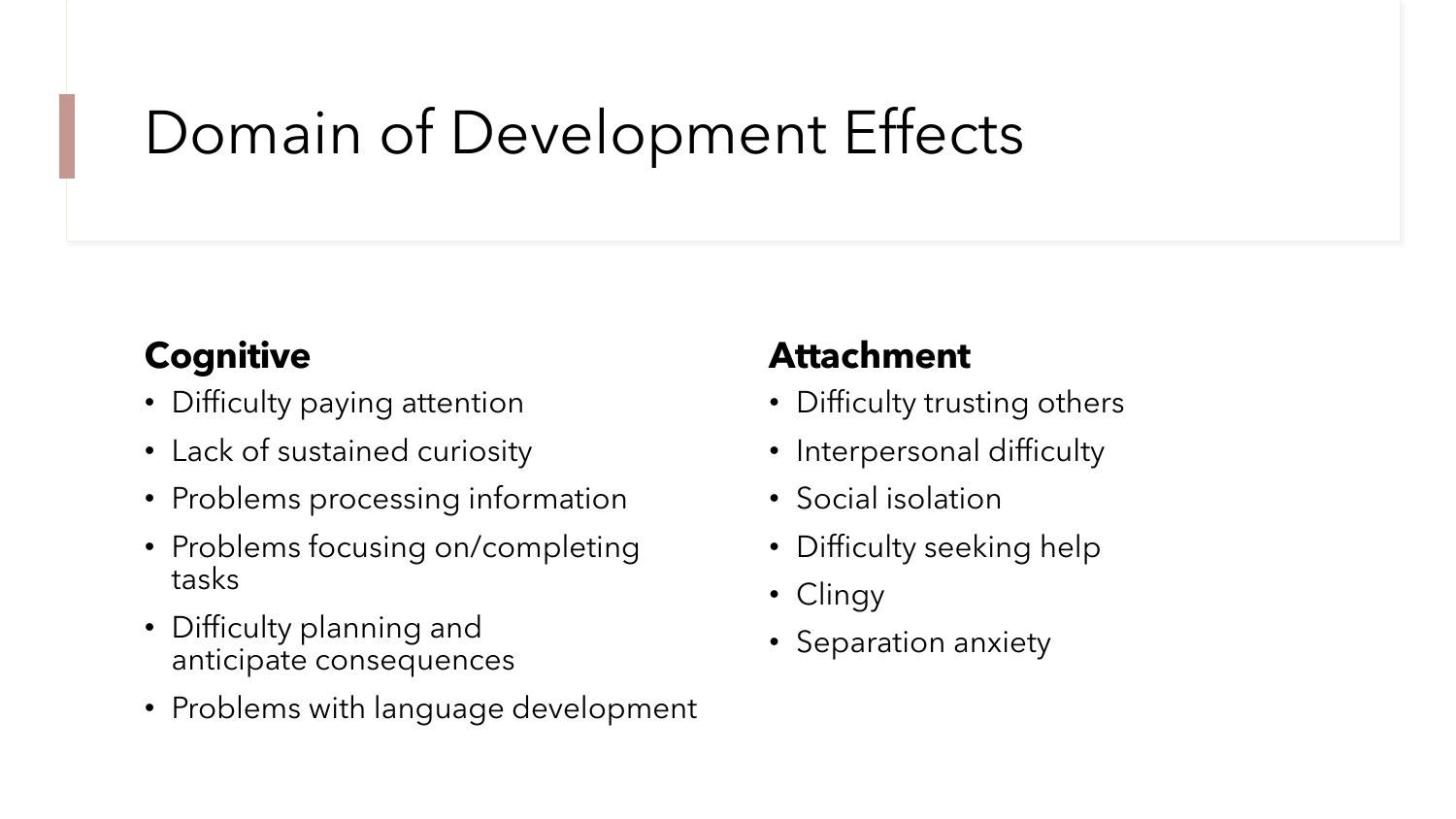# Domain of Development Effects

### Cognitive

- Difficulty paying attention
- Lack of sustained curiosity
- Problems processing information
- Problems focusing on/completing tasks
- Difficulty planning and anticipate consequences
- Problems with language development

### Attachment

- Difficulty trusting others
- Interpersonal difficulty
- Social isolation
- Difficulty seeking help
- Clingy
- Separation anxiety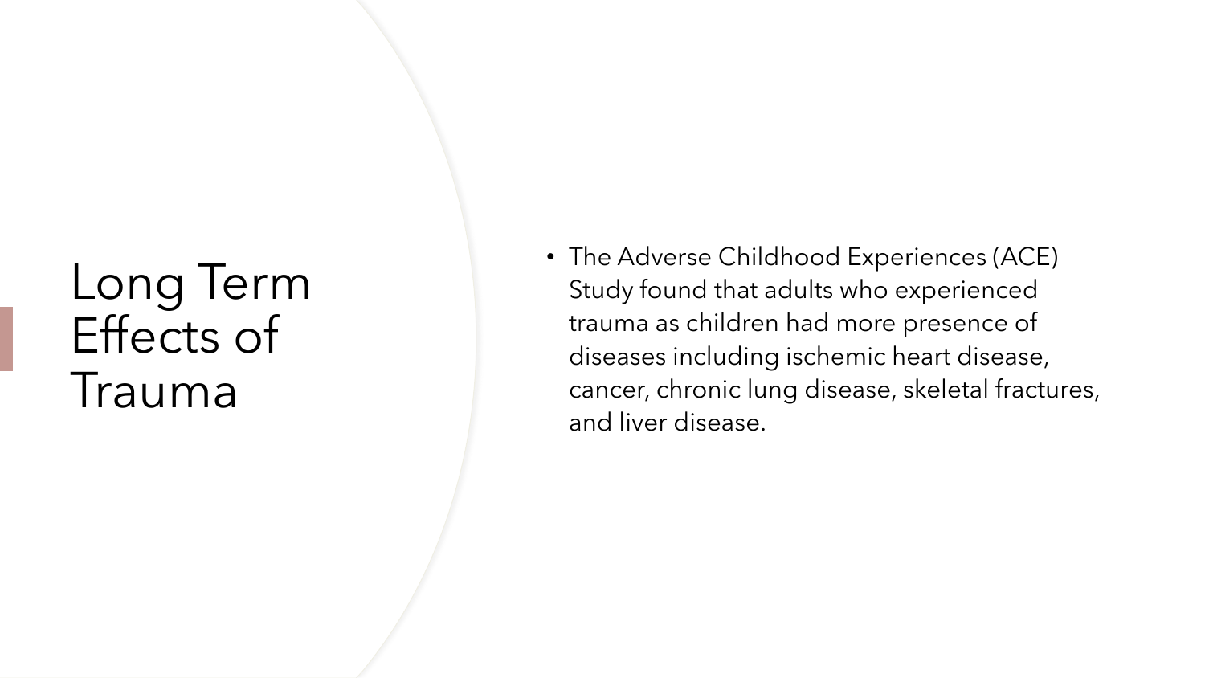# Long Term Effects of Trauma

- The Adverse Childhood Experiences (ACE) Study found that adults who experienced trauma as children had more presence of diseases including ischemic heart disease, cancer, chronic lung disease, skeletal fractures, and liver disease.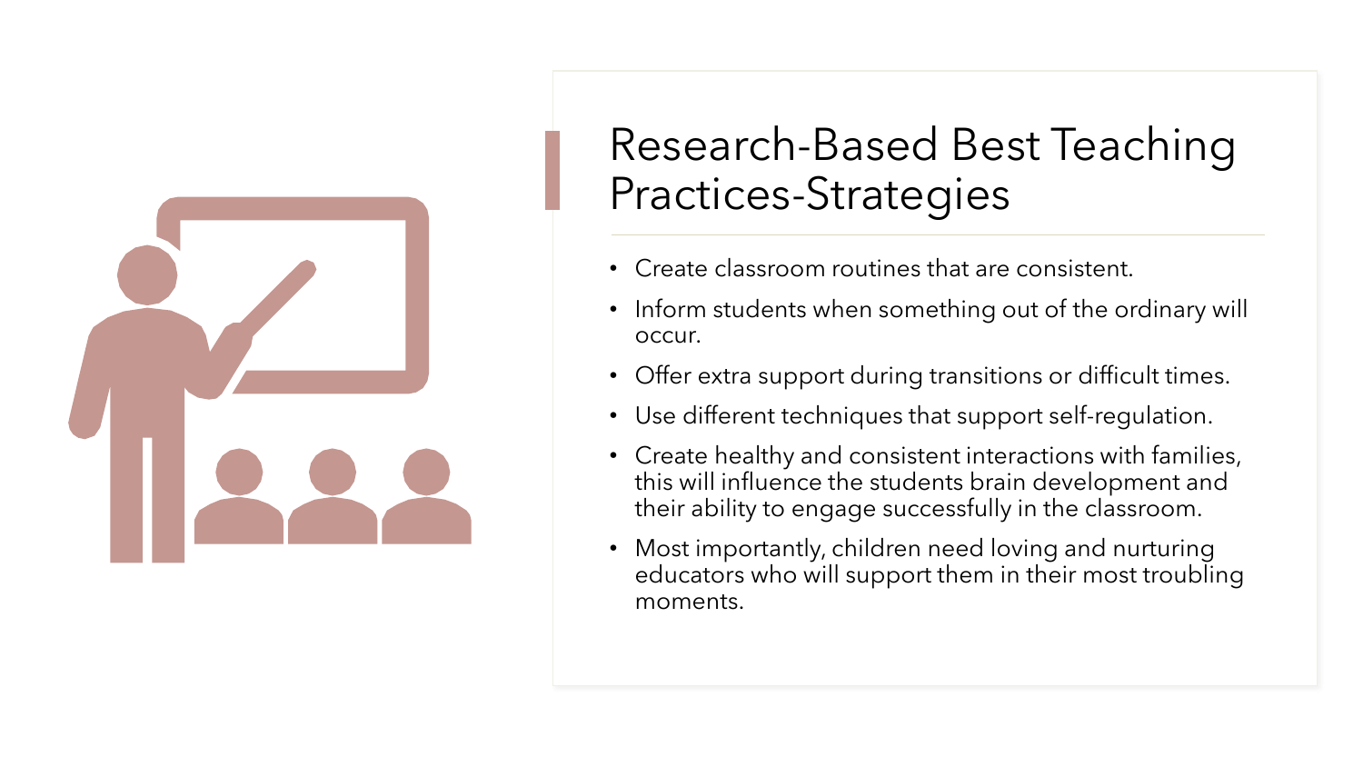# Research-Based Best Teaching Practices-Strategies

- Create classroom routines that are consistent.
- Inform students when something out of the ordinary will occur.
- Offer extra support during transitions or difficult times.
- Use different techniques that support self-regulation.
- Create healthy and consistent interactions with families, this will influence the students brain development and their ability to engage successfully in the classroom.
- Most importantly, children need loving and nurturing educators who will support them in their most troubling moments.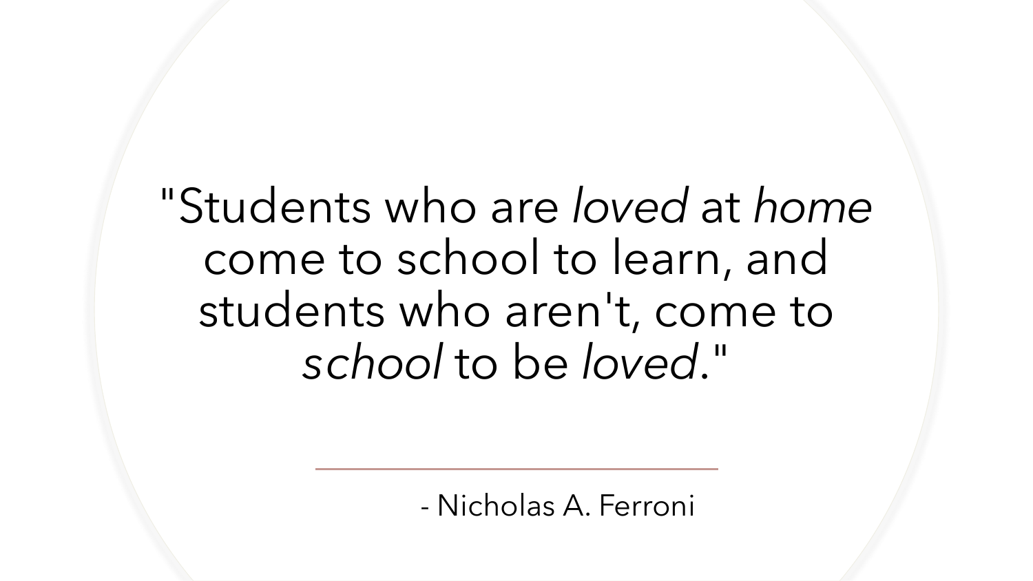"Students who are *loved* at *home* come to school to learn, and students who aren't, come to *school* to be *loved*."

---

- Nicholas A. Ferroni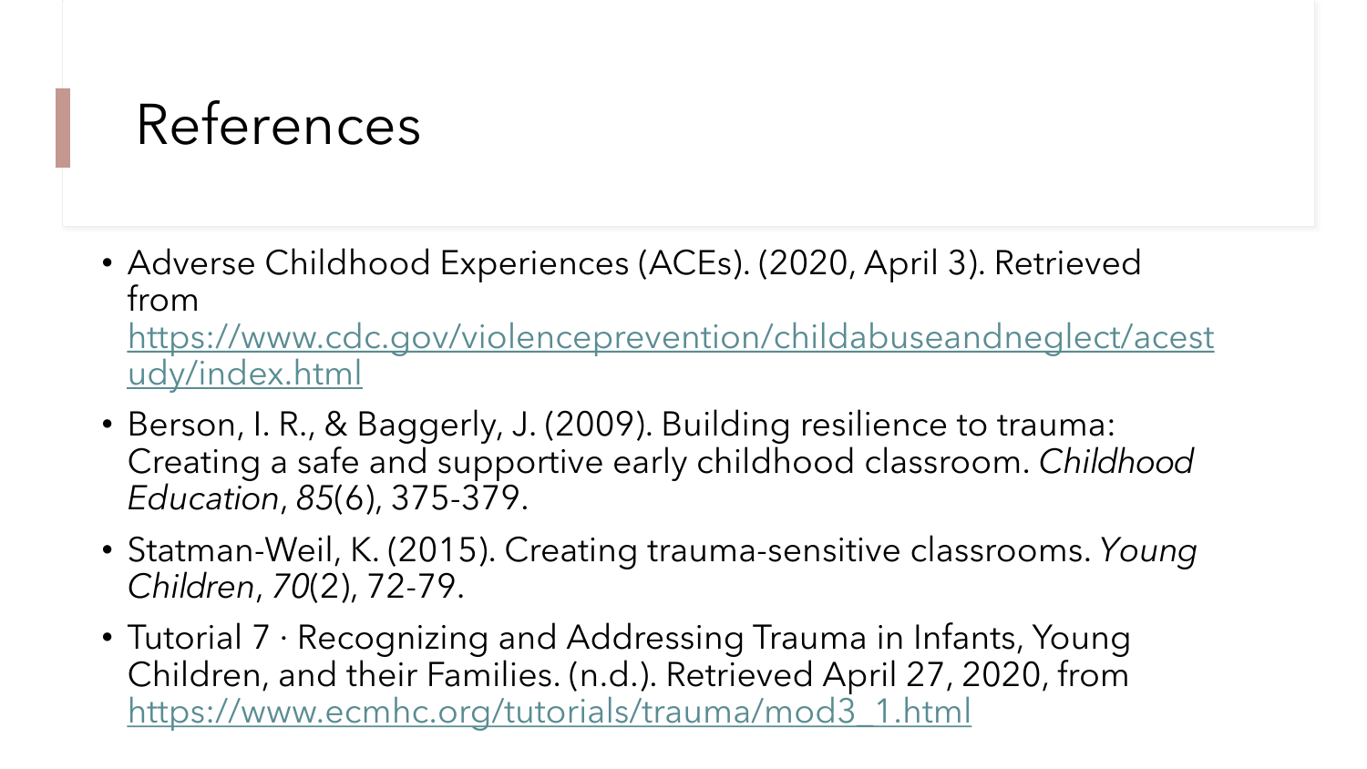# References

- Adverse Childhood Experiences (ACEs). (2020, April 3). Retrieved from https://www.cdc.gov/violenceprevention/childabuseandneglect/acestudy/index.html
- Berson, I. R., & Baggerly, J. (2009). Building resilience to trauma: Creating a safe and supportive early childhood classroom. *Childhood Education*, *85*(6), 375-379.
- Statman-Weil, K. (2015). Creating trauma-sensitive classrooms. *Young Children*, *70*(2), 72-79.
- Tutorial 7 · Recognizing and Addressing Trauma in Infants, Young Children, and their Families. (n.d.). Retrieved April 27, 2020, from https://www.ecmhc.org/tutorials/trauma/mod3_1.html